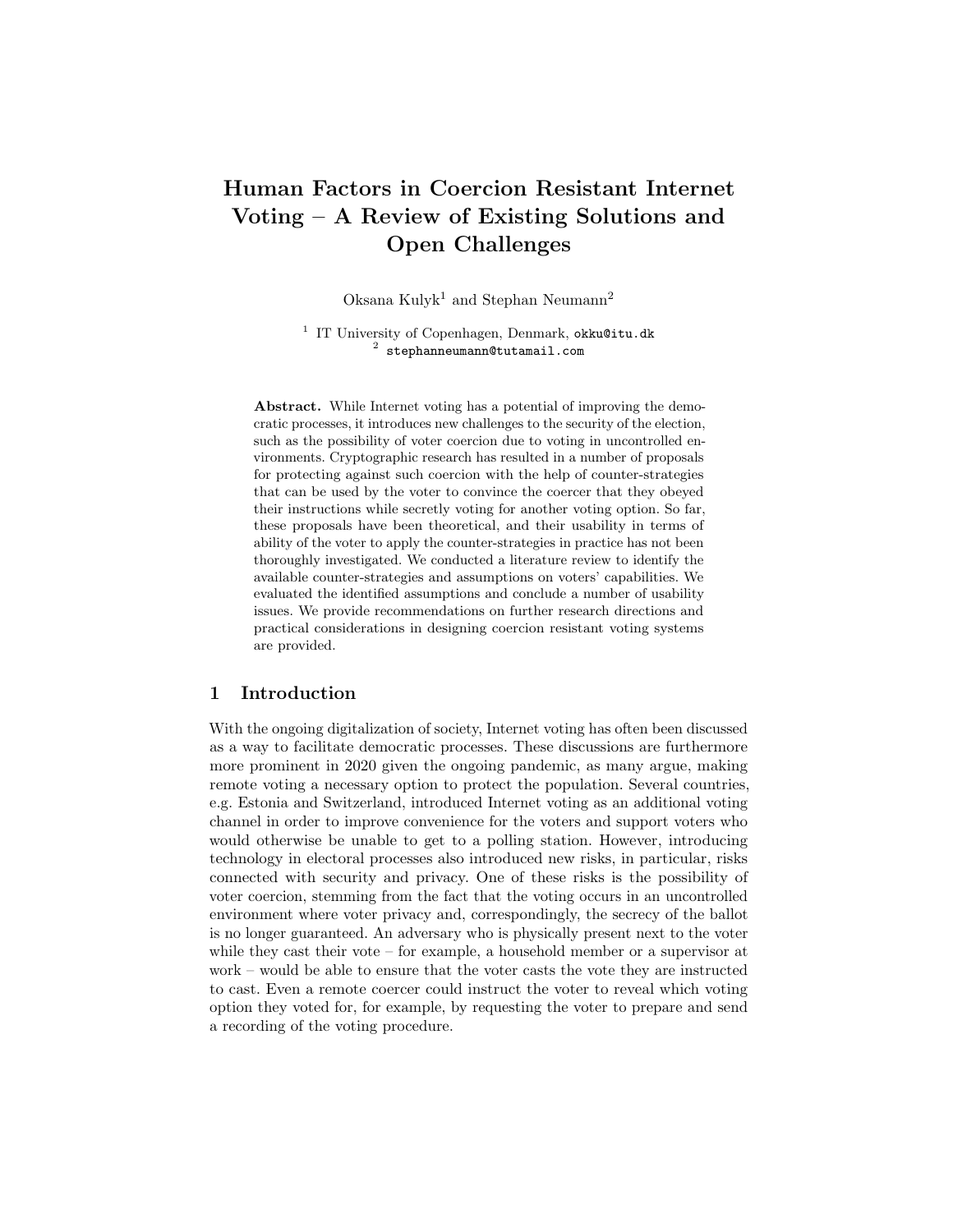# Human Factors in Coercion Resistant Internet Voting – A Review of Existing Solutions and Open Challenges

Oksana Kulyk[1] and Stephan Neumann[2]

[1] IT University of Copenhagen, Denmark, okku@itu.dk
[2] stephanneumann@tutamail.com

**Abstract.** While Internet voting has a potential of improving the democratic processes, it introduces new challenges to the security of the election, such as the possibility of voter coercion due to voting in uncontrolled environments. Cryptographic research has resulted in a number of proposals for protecting against such coercion with the help of counter-strategies that can be used by the voter to convince the coercer that they obeyed their instructions while secretly voting for another voting option. So far, these proposals have been theoretical, and their usability in terms of ability of the voter to apply the counter-strategies in practice has not been thoroughly investigated. We conducted a literature review to identify the available counter-strategies and assumptions on voters' capabilities. We evaluated the identified assumptions and conclude a number of usability issues. We provide recommendations on further research directions and practical considerations in designing coercion resistant voting systems are provided.

## 1 Introduction

With the ongoing digitalization of society, Internet voting has often been discussed as a way to facilitate democratic processes. These discussions are furthermore more prominent in 2020 given the ongoing pandemic, as many argue, making remote voting a necessary option to protect the population. Several countries, e.g. Estonia and Switzerland, introduced Internet voting as an additional voting channel in order to improve convenience for the voters and support voters who would otherwise be unable to get to a polling station. However, introducing technology in electoral processes also introduced new risks, in particular, risks connected with security and privacy. One of these risks is the possibility of voter coercion, stemming from the fact that the voting occurs in an uncontrolled environment where voter privacy and, correspondingly, the secrecy of the ballot is no longer guaranteed. An adversary who is physically present next to the voter while they cast their vote – for example, a household member or a supervisor at work – would be able to ensure that the voter casts the vote they are instructed to cast. Even a remote coercer could instruct the voter to reveal which voting option they voted for, for example, by requesting the voter to prepare and send a recording of the voting procedure.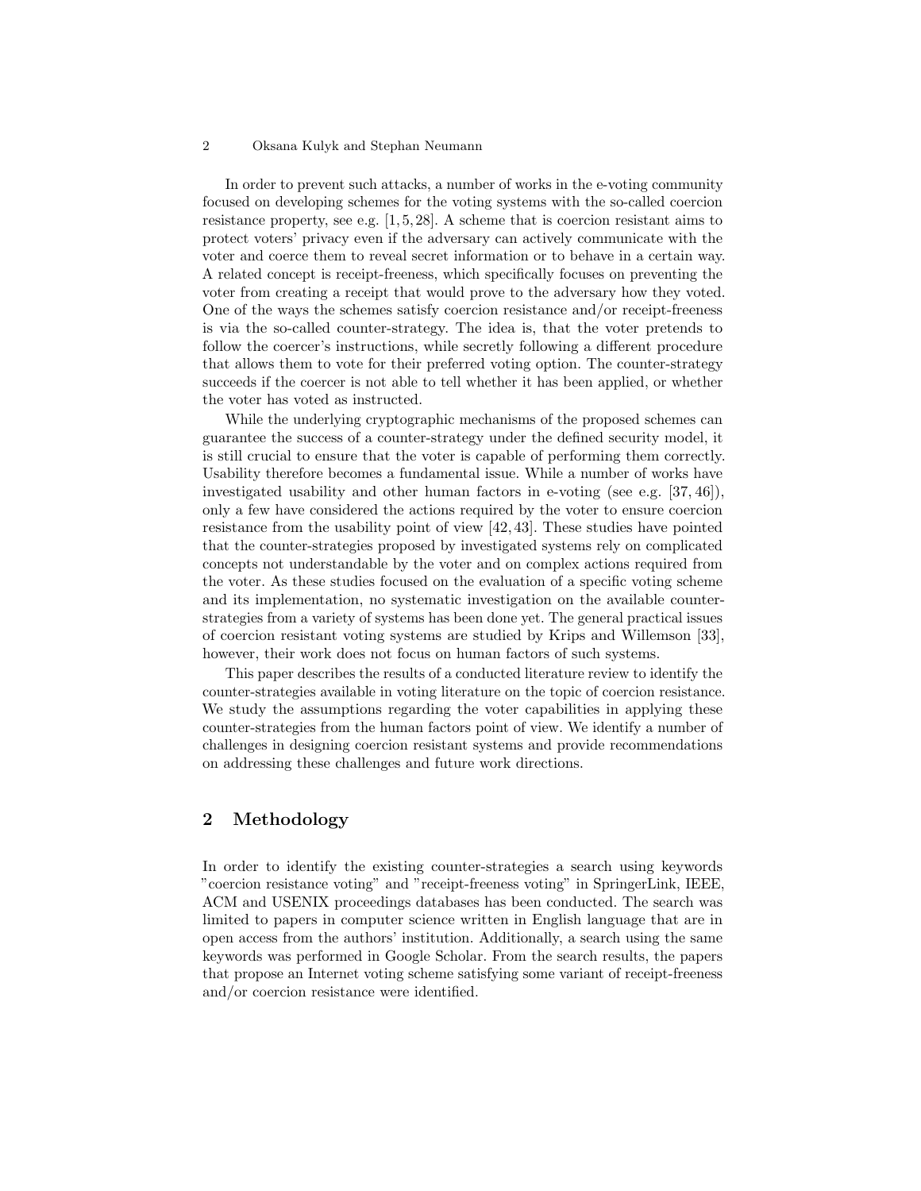In order to prevent such attacks, a number of works in the e-voting community focused on developing schemes for the voting systems with the so-called coercion resistance property, see e.g. [1, 5, 28]. A scheme that is coercion resistant aims to protect voters' privacy even if the adversary can actively communicate with the voter and coerce them to reveal secret information or to behave in a certain way. A related concept is receipt-freeness, which specifically focuses on preventing the voter from creating a receipt that would prove to the adversary how they voted. One of the ways the schemes satisfy coercion resistance and/or receipt-freeness is via the so-called counter-strategy. The idea is, that the voter pretends to follow the coercer's instructions, while secretly following a different procedure that allows them to vote for their preferred voting option. The counter-strategy succeeds if the coercer is not able to tell whether it has been applied, or whether the voter has voted as instructed.

While the underlying cryptographic mechanisms of the proposed schemes can guarantee the success of a counter-strategy under the defined security model, it is still crucial to ensure that the voter is capable of performing them correctly. Usability therefore becomes a fundamental issue. While a number of works have investigated usability and other human factors in e-voting (see e.g. [37, 46]), only a few have considered the actions required by the voter to ensure coercion resistance from the usability point of view [42, 43]. These studies have pointed that the counter-strategies proposed by investigated systems rely on complicated concepts not understandable by the voter and on complex actions required from the voter. As these studies focused on the evaluation of a specific voting scheme and its implementation, no systematic investigation on the available counter-strategies from a variety of systems has been done yet. The general practical issues of coercion resistant voting systems are studied by Krips and Willemson [33], however, their work does not focus on human factors of such systems.

This paper describes the results of a conducted literature review to identify the counter-strategies available in voting literature on the topic of coercion resistance. We study the assumptions regarding the voter capabilities in applying these counter-strategies from the human factors point of view. We identify a number of challenges in designing coercion resistant systems and provide recommendations on addressing these challenges and future work directions.

## 2 Methodology

In order to identify the existing counter-strategies a search using keywords "coercion resistance voting" and "receipt-freeness voting" in SpringerLink, IEEE, ACM and USENIX proceedings databases has been conducted. The search was limited to papers in computer science written in English language that are in open access from the authors' institution. Additionally, a search using the same keywords was performed in Google Scholar. From the search results, the papers that propose an Internet voting scheme satisfying some variant of receipt-freeness and/or coercion resistance were identified.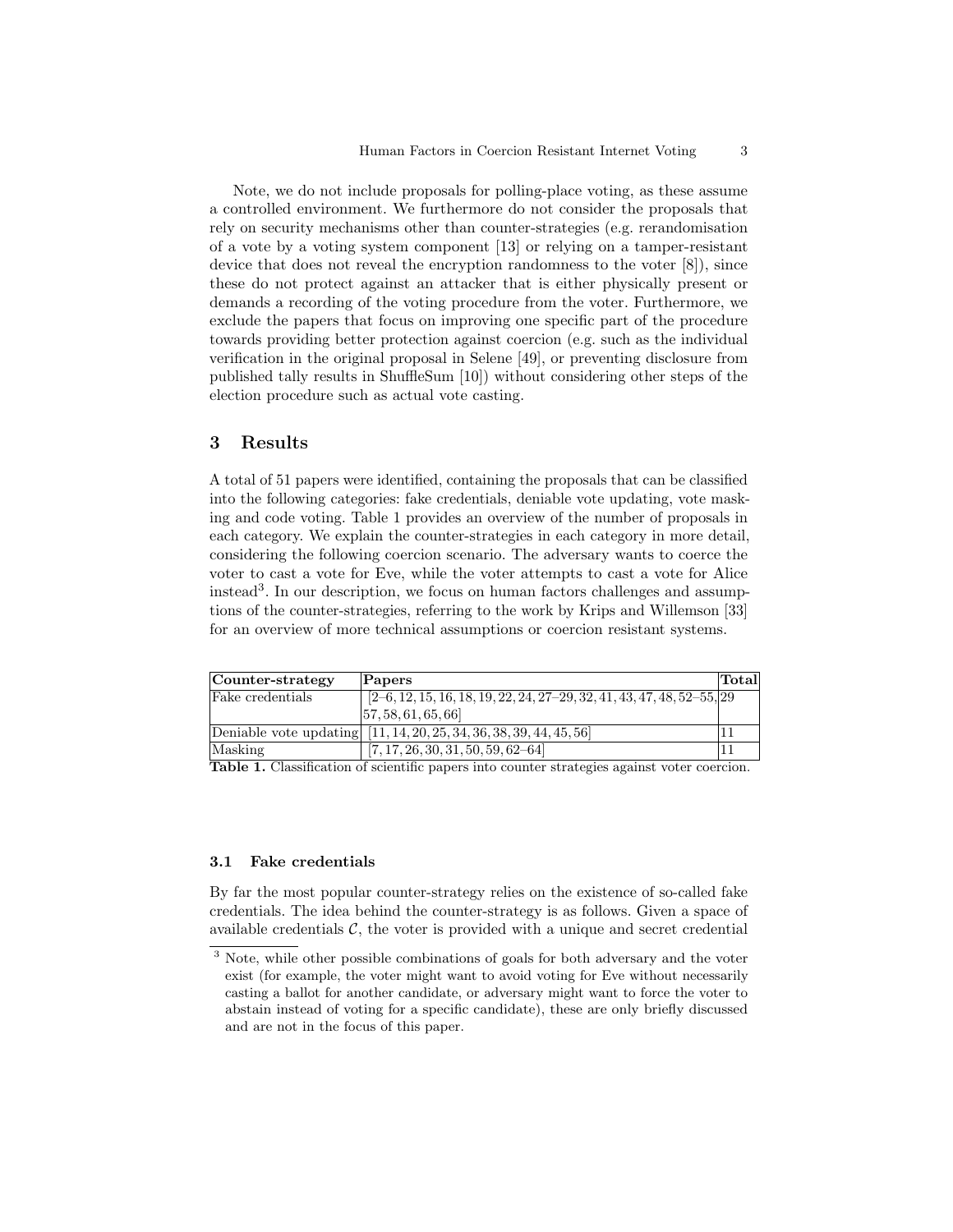Note, we do not include proposals for polling-place voting, as these assume a controlled environment. We furthermore do not consider the proposals that rely on security mechanisms other than counter-strategies (e.g. rerandomisation of a vote by a voting system component [13] or relying on a tamper-resistant device that does not reveal the encryption randomness to the voter [8]), since these do not protect against an attacker that is either physically present or demands a recording of the voting procedure from the voter. Furthermore, we exclude the papers that focus on improving one specific part of the procedure towards providing better protection against coercion (e.g. such as the individual verification in the original proposal in Selene [49], or preventing disclosure from published tally results in ShuffleSum [10]) without considering other steps of the election procedure such as actual vote casting.

## 3 Results

A total of 51 papers were identified, containing the proposals that can be classified into the following categories: fake credentials, deniable vote updating, vote masking and code voting. Table 1 provides an overview of the number of proposals in each category. We explain the counter-strategies in each category in more detail, considering the following coercion scenario. The adversary wants to coerce the voter to cast a vote for Eve, while the voter attempts to cast a vote for Alice instead[3]. In our description, we focus on human factors challenges and assumptions of the counter-strategies, referring to the work by Krips and Willemson [33] for an overview of more technical assumptions or coercion resistant systems.

| **Counter-strategy** | **Papers** | **Total** |
|---|---|---|
| Fake credentials | [2–6, 12, 15, 16, 18, 19, 22, 24, 27–29, 32, 41, 43, 47, 48, 52–55, 57, 58, 61, 65, 66] | 29 |
| Deniable vote updating | [11, 14, 20, 25, 34, 36, 38, 39, 44, 45, 56] | 11 |
| Masking | [7, 17, 26, 30, 31, 50, 59, 62–64] | 11 |

**Table 1.** Classification of scientific papers into counter strategies against voter coercion.

### 3.1 Fake credentials

By far the most popular counter-strategy relies on the existence of so-called fake credentials. The idea behind the counter-strategy is as follows. Given a space of available credentials $\mathcal{C}$, the voter is provided with a unique and secret credential

[3] Note, while other possible combinations of goals for both adversary and the voter exist (for example, the voter might want to avoid voting for Eve without necessarily casting a ballot for another candidate, or adversary might want to force the voter to abstain instead of voting for a specific candidate), these are only briefly discussed and are not in the focus of this paper.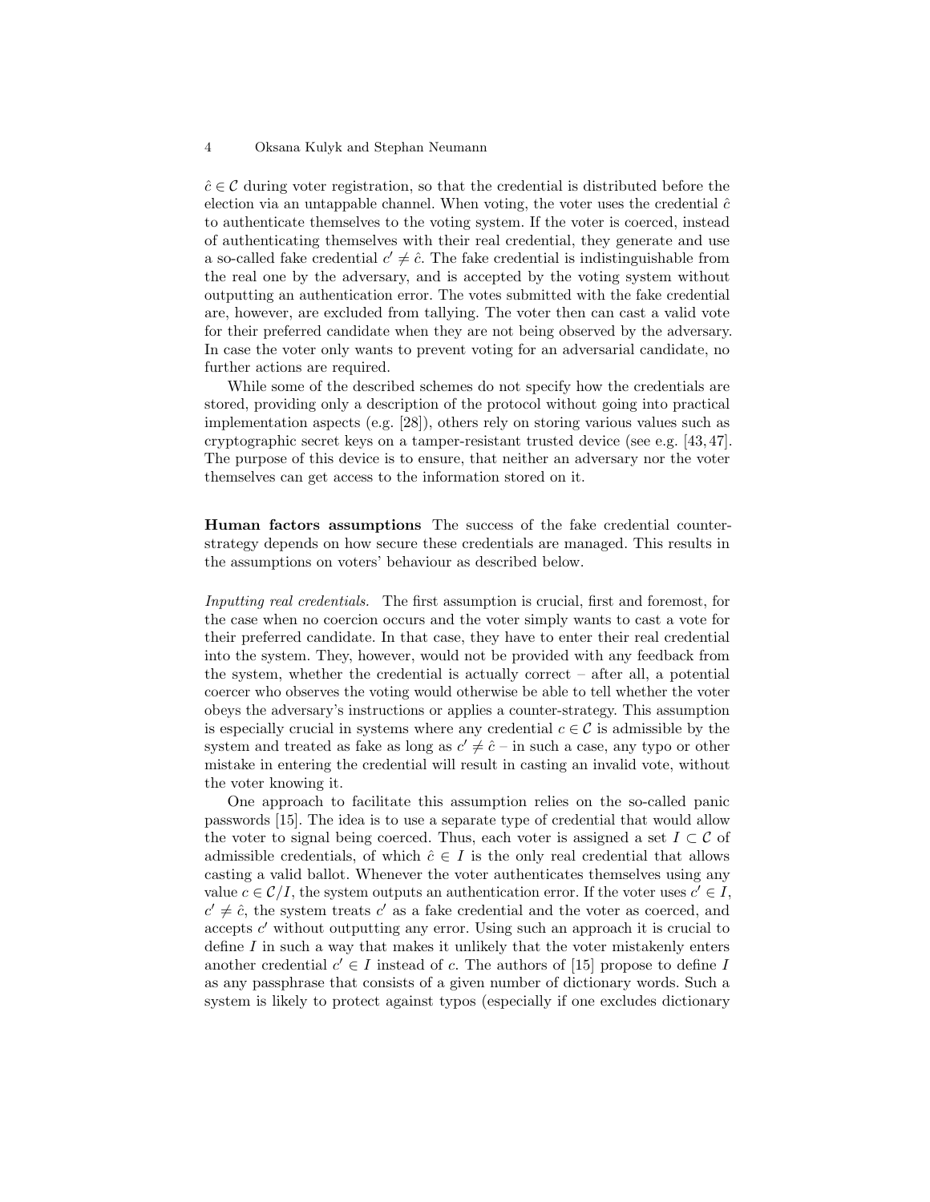$\hat{c} \in \mathcal{C}$ during voter registration, so that the credential is distributed before the election via an untappable channel. When voting, the voter uses the credential $\hat{c}$ to authenticate themselves to the voting system. If the voter is coerced, instead of authenticating themselves with their real credential, they generate and use a so-called fake credential $c' \neq \hat{c}$. The fake credential is indistinguishable from the real one by the adversary, and is accepted by the voting system without outputting an authentication error. The votes submitted with the fake credential are, however, are excluded from tallying. The voter then can cast a valid vote for their preferred candidate when they are not being observed by the adversary. In case the voter only wants to prevent voting for an adversarial candidate, no further actions are required.

While some of the described schemes do not specify how the credentials are stored, providing only a description of the protocol without going into practical implementation aspects (e.g. [28]), others rely on storing various values such as cryptographic secret keys on a tamper-resistant trusted device (see e.g. [43, 47]. The purpose of this device is to ensure, that neither an adversary nor the voter themselves can get access to the information stored on it.

**Human factors assumptions** The success of the fake credential counter-strategy depends on how secure these credentials are managed. This results in the assumptions on voters' behaviour as described below.

*Inputting real credentials.* The first assumption is crucial, first and foremost, for the case when no coercion occurs and the voter simply wants to cast a vote for their preferred candidate. In that case, they have to enter their real credential into the system. They, however, would not be provided with any feedback from the system, whether the credential is actually correct – after all, a potential coercer who observes the voting would otherwise be able to tell whether the voter obeys the adversary's instructions or applies a counter-strategy. This assumption is especially crucial in systems where any credential $c \in \mathcal{C}$ is admissible by the system and treated as fake as long as $c' \neq \hat{c}$ – in such a case, any typo or other mistake in entering the credential will result in casting an invalid vote, without the voter knowing it.

One approach to facilitate this assumption relies on the so-called panic passwords [15]. The idea is to use a separate type of credential that would allow the voter to signal being coerced. Thus, each voter is assigned a set $I \subset \mathcal{C}$ of admissible credentials, of which $\hat{c} \in I$ is the only real credential that allows casting a valid ballot. Whenever the voter authenticates themselves using any value $c \in \mathcal{C}/I$, the system outputs an authentication error. If the voter uses $c' \in I$, $c' \neq \hat{c}$, the system treats $c'$ as a fake credential and the voter as coerced, and accepts $c'$ without outputting any error. Using such an approach it is crucial to define $I$ in such a way that makes it unlikely that the voter mistakenly enters another credential $c' \in I$ instead of $c$. The authors of [15] propose to define $I$ as any passphrase that consists of a given number of dictionary words. Such a system is likely to protect against typos (especially if one excludes dictionary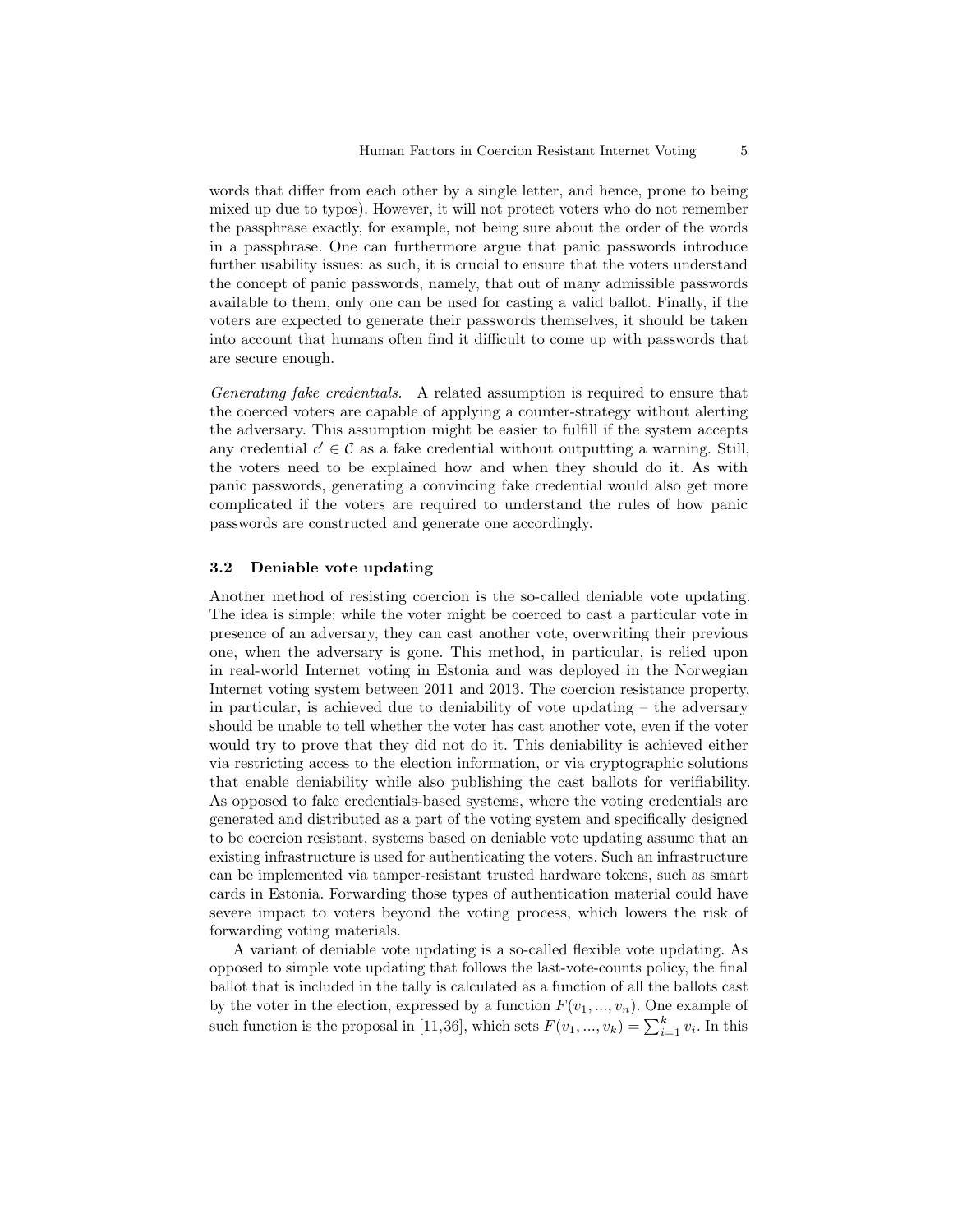words that differ from each other by a single letter, and hence, prone to being mixed up due to typos). However, it will not protect voters who do not remember the passphrase exactly, for example, not being sure about the order of the words in a passphrase. One can furthermore argue that panic passwords introduce further usability issues: as such, it is crucial to ensure that the voters understand the concept of panic passwords, namely, that out of many admissible passwords available to them, only one can be used for casting a valid ballot. Finally, if the voters are expected to generate their passwords themselves, it should be taken into account that humans often find it difficult to come up with passwords that are secure enough.

*Generating fake credentials.* A related assumption is required to ensure that the coerced voters are capable of applying a counter-strategy without alerting the adversary. This assumption might be easier to fulfill if the system accepts any credential $c' \in \mathcal{C}$ as a fake credential without outputting a warning. Still, the voters need to be explained how and when they should do it. As with panic passwords, generating a convincing fake credential would also get more complicated if the voters are required to understand the rules of how panic passwords are constructed and generate one accordingly.

### 3.2 Deniable vote updating

Another method of resisting coercion is the so-called deniable vote updating. The idea is simple: while the voter might be coerced to cast a particular vote in presence of an adversary, they can cast another vote, overwriting their previous one, when the adversary is gone. This method, in particular, is relied upon in real-world Internet voting in Estonia and was deployed in the Norwegian Internet voting system between 2011 and 2013. The coercion resistance property, in particular, is achieved due to deniability of vote updating – the adversary should be unable to tell whether the voter has cast another vote, even if the voter would try to prove that they did not do it. This deniability is achieved either via restricting access to the election information, or via cryptographic solutions that enable deniability while also publishing the cast ballots for verifiability. As opposed to fake credentials-based systems, where the voting credentials are generated and distributed as a part of the voting system and specifically designed to be coercion resistant, systems based on deniable vote updating assume that an existing infrastructure is used for authenticating the voters. Such an infrastructure can be implemented via tamper-resistant trusted hardware tokens, such as smart cards in Estonia. Forwarding those types of authentication material could have severe impact to voters beyond the voting process, which lowers the risk of forwarding voting materials.

A variant of deniable vote updating is a so-called flexible vote updating. As opposed to simple vote updating that follows the last-vote-counts policy, the final ballot that is included in the tally is calculated as a function of all the ballots cast by the voter in the election, expressed by a function $F(v_1, ..., v_n)$. One example of such function is the proposal in [11,36], which sets $F(v_1, ..., v_k) = \sum_{i=1}^{k} v_i$. In this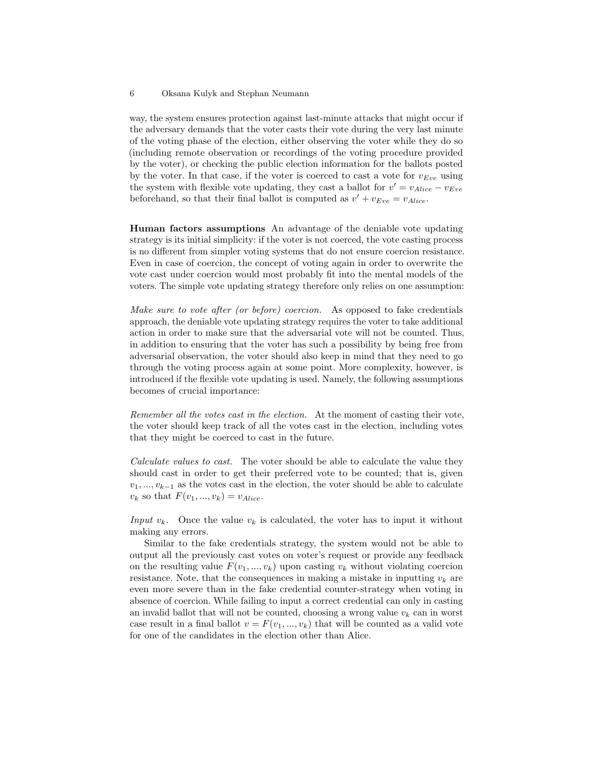way, the system ensures protection against last-minute attacks that might occur if the adversary demands that the voter casts their vote during the very last minute of the voting phase of the election, either observing the voter while they do so (including remote observation or recordings of the voting procedure provided by the voter), or checking the public election information for the ballots posted by the voter. In that case, if the voter is coerced to cast a vote for $v_{Eve}$ using the system with flexible vote updating, they cast a ballot for $v' = v_{Alice} - v_{Eve}$ beforehand, so that their final ballot is computed as $v' + v_{Eve} = v_{Alice}$.

**Human factors assumptions** An advantage of the deniable vote updating strategy is its initial simplicity: if the voter is not coerced, the vote casting process is no different from simpler voting systems that do not ensure coercion resistance. Even in case of coercion, the concept of voting again in order to overwrite the vote cast under coercion would most probably fit into the mental models of the voters. The simple vote updating strategy therefore only relies on one assumption:

*Make sure to vote after (or before) coercion.* As opposed to fake credentials approach, the deniable vote updating strategy requires the voter to take additional action in order to make sure that the adversarial vote will not be counted. Thus, in addition to ensuring that the voter has such a possibility by being free from adversarial observation, the voter should also keep in mind that they need to go through the voting process again at some point. More complexity, however, is introduced if the flexible vote updating is used. Namely, the following assumptions becomes of crucial importance:

*Remember all the votes cast in the election.* At the moment of casting their vote, the voter should keep track of all the votes cast in the election, including votes that they might be coerced to cast in the future.

*Calculate values to cast.* The voter should be able to calculate the value they should cast in order to get their preferred vote to be counted; that is, given $v_1, ..., v_{k-1}$ as the votes cast in the election, the voter should be able to calculate $v_k$ so that $F(v_1, ..., v_k) = v_{Alice}$.

*Input $v_k$.* Once the value $v_k$ is calculated, the voter has to input it without making any errors.

Similar to the fake credentials strategy, the system would not be able to output all the previously cast votes on voter's request or provide any feedback on the resulting value $F(v_1, ..., v_k)$ upon casting $v_k$ without violating coercion resistance. Note, that the consequences in making a mistake in inputting $v_k$ are even more severe than in the fake credential counter-strategy when voting in absence of coercion. While failing to input a correct credential can only in casting an invalid ballot that will not be counted, choosing a wrong value $v_k$ can in worst case result in a final ballot $v = F(v_1, ..., v_k)$ that will be counted as a valid vote for one of the candidates in the election other than Alice.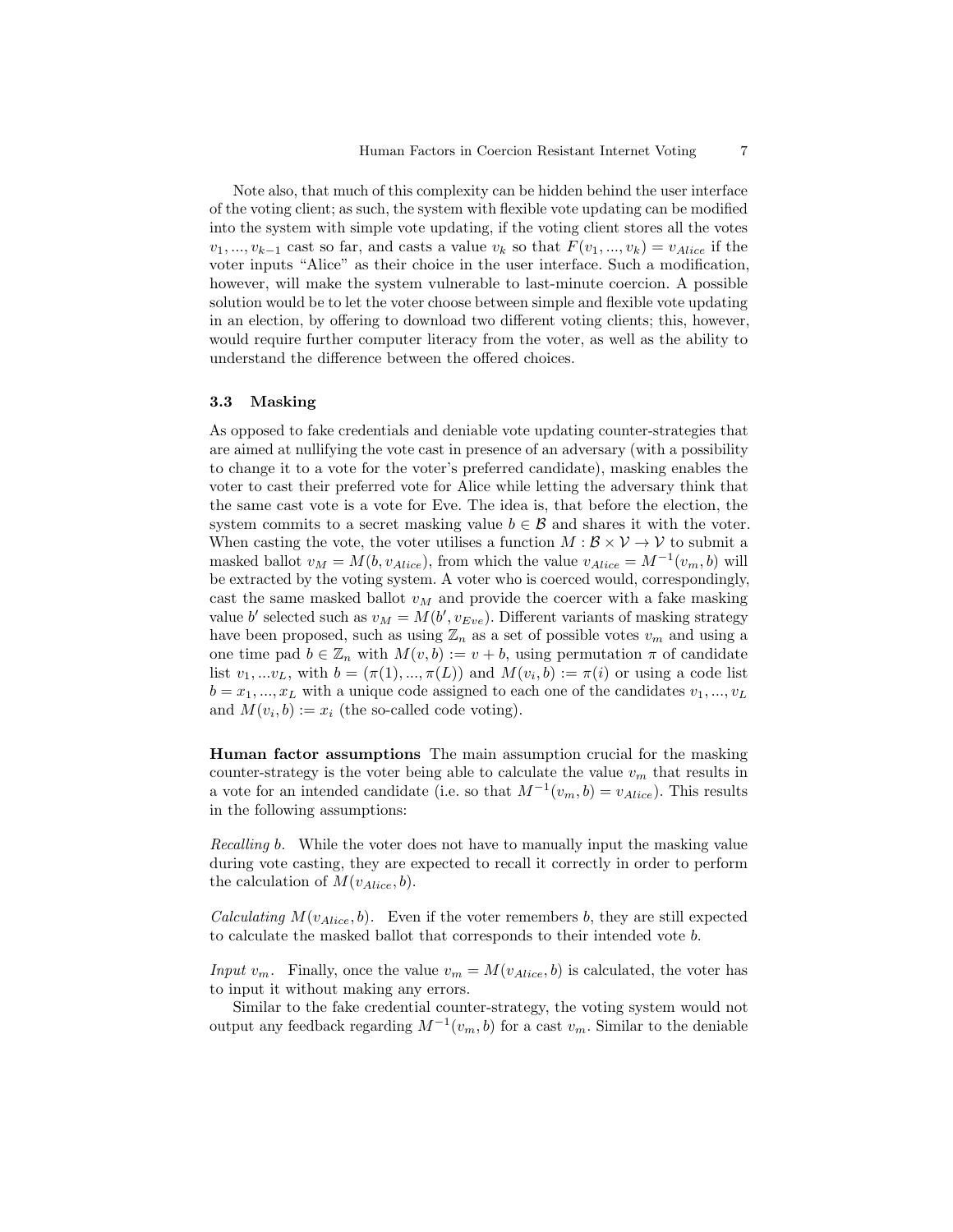Note also, that much of this complexity can be hidden behind the user interface of the voting client; as such, the system with flexible vote updating can be modified into the system with simple vote updating, if the voting client stores all the votes $v_1, ..., v_{k-1}$ cast so far, and casts a value $v_k$ so that $F(v_1, ..., v_k) = v_{Alice}$ if the voter inputs "Alice" as their choice in the user interface. Such a modification, however, will make the system vulnerable to last-minute coercion. A possible solution would be to let the voter choose between simple and flexible vote updating in an election, by offering to download two different voting clients; this, however, would require further computer literacy from the voter, as well as the ability to understand the difference between the offered choices.

### 3.3 Masking

As opposed to fake credentials and deniable vote updating counter-strategies that are aimed at nullifying the vote cast in presence of an adversary (with a possibility to change it to a vote for the voter's preferred candidate), masking enables the voter to cast their preferred vote for Alice while letting the adversary think that the same cast vote is a vote for Eve. The idea is, that before the election, the system commits to a secret masking value $b \in \mathcal{B}$ and shares it with the voter. When casting the vote, the voter utilises a function $M : \mathcal{B} \times \mathcal{V} \to \mathcal{V}$ to submit a masked ballot $v_M = M(b, v_{Alice})$, from which the value $v_{Alice} = M^{-1}(v_m, b)$ will be extracted by the voting system. A voter who is coerced would, correspondingly, cast the same masked ballot $v_M$ and provide the coercer with a fake masking value $b'$ selected such as $v_M = M(b', v_{Eve})$. Different variants of masking strategy have been proposed, such as using $\mathbb{Z}_n$ as a set of possible votes $v_m$ and using a one time pad $b \in \mathbb{Z}_n$ with $M(v, b) := v + b$, using permutation $\pi$ of candidate list $v_1, ...v_L$, with $b = (\pi(1), ..., \pi(L))$ and $M(v_i, b) := \pi(i)$ or using a code list $b = x_1, ..., x_L$ with a unique code assigned to each one of the candidates $v_1, ..., v_L$ and $M(v_i, b) := x_i$ (the so-called code voting).

**Human factor assumptions** The main assumption crucial for the masking counter-strategy is the voter being able to calculate the value $v_m$ that results in a vote for an intended candidate (i.e. so that $M^{-1}(v_m, b) = v_{Alice}$). This results in the following assumptions:

*Recalling* $b$. While the voter does not have to manually input the masking value during vote casting, they are expected to recall it correctly in order to perform the calculation of $M(v_{Alice}, b)$.

*Calculating* $M(v_{Alice}, b)$. Even if the voter remembers $b$, they are still expected to calculate the masked ballot that corresponds to their intended vote $b$.

*Input* $v_m$. Finally, once the value $v_m = M(v_{Alice}, b)$ is calculated, the voter has to input it without making any errors.

Similar to the fake credential counter-strategy, the voting system would not output any feedback regarding $M^{-1}(v_m, b)$ for a cast $v_m$. Similar to the deniable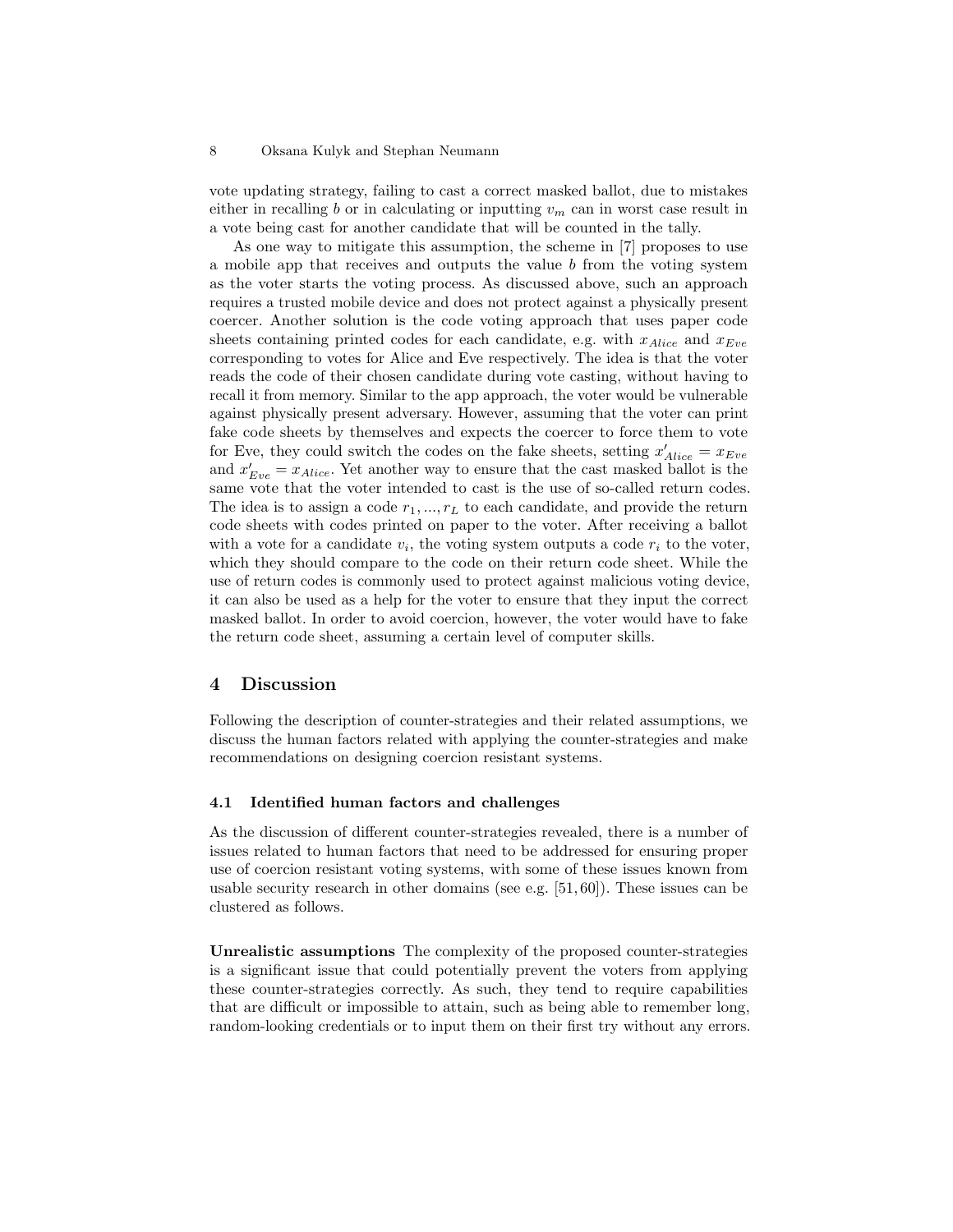vote updating strategy, failing to cast a correct masked ballot, due to mistakes either in recalling $b$ or in calculating or inputting $v_m$ can in worst case result in a vote being cast for another candidate that will be counted in the tally.

As one way to mitigate this assumption, the scheme in [7] proposes to use a mobile app that receives and outputs the value $b$ from the voting system as the voter starts the voting process. As discussed above, such an approach requires a trusted mobile device and does not protect against a physically present coercer. Another solution is the code voting approach that uses paper code sheets containing printed codes for each candidate, e.g. with $x_{Alice}$ and $x_{Eve}$ corresponding to votes for Alice and Eve respectively. The idea is that the voter reads the code of their chosen candidate during vote casting, without having to recall it from memory. Similar to the app approach, the voter would be vulnerable against physically present adversary. However, assuming that the voter can print fake code sheets by themselves and expects the coercer to force them to vote for Eve, they could switch the codes on the fake sheets, setting $x'_{Alice} = x_{Eve}$ and $x'_{Eve} = x_{Alice}$. Yet another way to ensure that the cast masked ballot is the same vote that the voter intended to cast is the use of so-called return codes. The idea is to assign a code $r_1, ..., r_L$ to each candidate, and provide the return code sheets with codes printed on paper to the voter. After receiving a ballot with a vote for a candidate $v_i$, the voting system outputs a code $r_i$ to the voter, which they should compare to the code on their return code sheet. While the use of return codes is commonly used to protect against malicious voting device, it can also be used as a help for the voter to ensure that they input the correct masked ballot. In order to avoid coercion, however, the voter would have to fake the return code sheet, assuming a certain level of computer skills.

## 4 Discussion

Following the description of counter-strategies and their related assumptions, we discuss the human factors related with applying the counter-strategies and make recommendations on designing coercion resistant systems.

### 4.1 Identified human factors and challenges

As the discussion of different counter-strategies revealed, there is a number of issues related to human factors that need to be addressed for ensuring proper use of coercion resistant voting systems, with some of these issues known from usable security research in other domains (see e.g. [51, 60]). These issues can be clustered as follows.

**Unrealistic assumptions** The complexity of the proposed counter-strategies is a significant issue that could potentially prevent the voters from applying these counter-strategies correctly. As such, they tend to require capabilities that are difficult or impossible to attain, such as being able to remember long, random-looking credentials or to input them on their first try without any errors.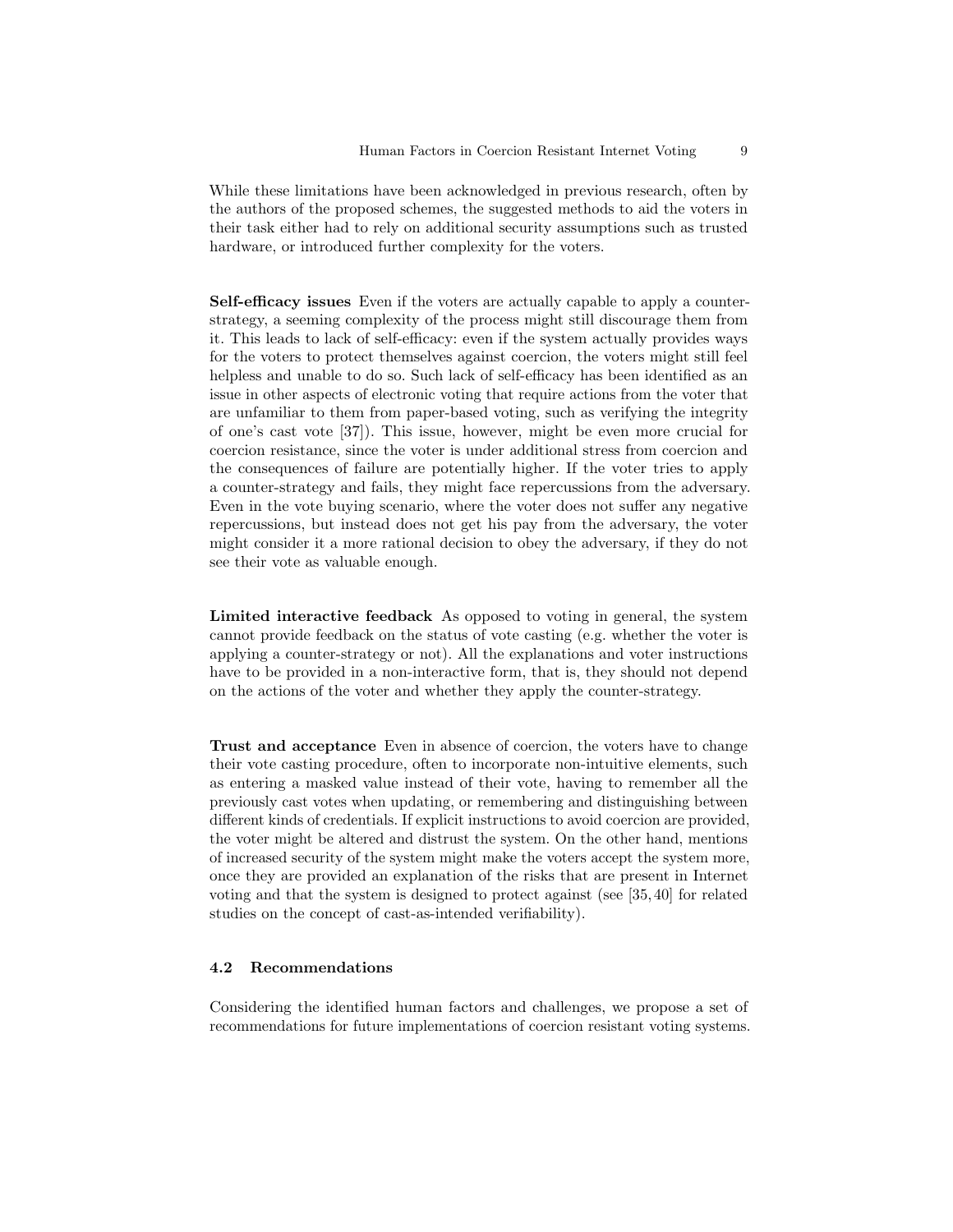While these limitations have been acknowledged in previous research, often by the authors of the proposed schemes, the suggested methods to aid the voters in their task either had to rely on additional security assumptions such as trusted hardware, or introduced further complexity for the voters.

**Self-efficacy issues** Even if the voters are actually capable to apply a counter-strategy, a seeming complexity of the process might still discourage them from it. This leads to lack of self-efficacy: even if the system actually provides ways for the voters to protect themselves against coercion, the voters might still feel helpless and unable to do so. Such lack of self-efficacy has been identified as an issue in other aspects of electronic voting that require actions from the voter that are unfamiliar to them from paper-based voting, such as verifying the integrity of one's cast vote [37]). This issue, however, might be even more crucial for coercion resistance, since the voter is under additional stress from coercion and the consequences of failure are potentially higher. If the voter tries to apply a counter-strategy and fails, they might face repercussions from the adversary. Even in the vote buying scenario, where the voter does not suffer any negative repercussions, but instead does not get his pay from the adversary, the voter might consider it a more rational decision to obey the adversary, if they do not see their vote as valuable enough.

**Limited interactive feedback** As opposed to voting in general, the system cannot provide feedback on the status of vote casting (e.g. whether the voter is applying a counter-strategy or not). All the explanations and voter instructions have to be provided in a non-interactive form, that is, they should not depend on the actions of the voter and whether they apply the counter-strategy.

**Trust and acceptance** Even in absence of coercion, the voters have to change their vote casting procedure, often to incorporate non-intuitive elements, such as entering a masked value instead of their vote, having to remember all the previously cast votes when updating, or remembering and distinguishing between different kinds of credentials. If explicit instructions to avoid coercion are provided, the voter might be altered and distrust the system. On the other hand, mentions of increased security of the system might make the voters accept the system more, once they are provided an explanation of the risks that are present in Internet voting and that the system is designed to protect against (see [35, 40] for related studies on the concept of cast-as-intended verifiability).

### 4.2 Recommendations

Considering the identified human factors and challenges, we propose a set of recommendations for future implementations of coercion resistant voting systems.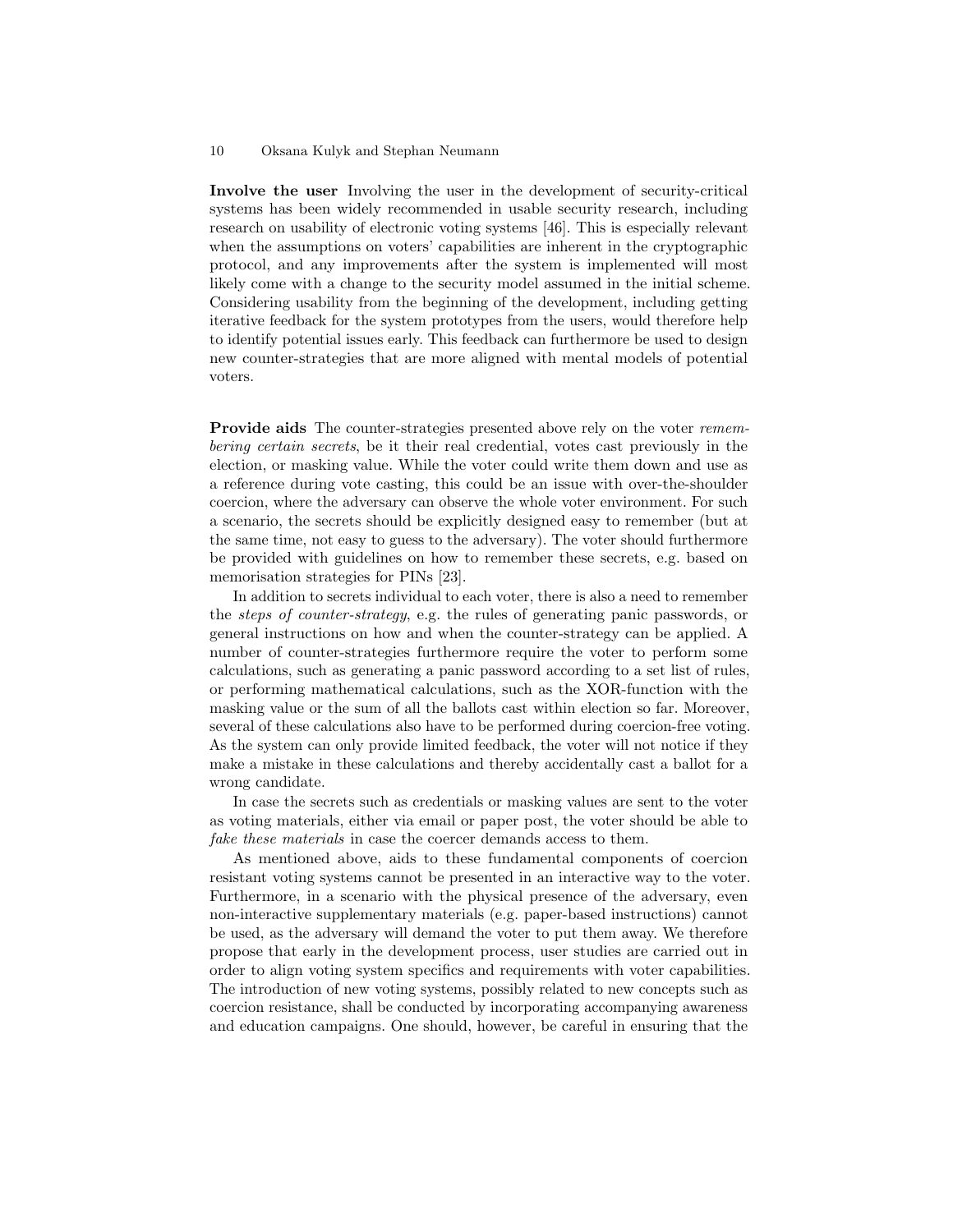**Involve the user** Involving the user in the development of security-critical systems has been widely recommended in usable security research, including research on usability of electronic voting systems [46]. This is especially relevant when the assumptions on voters' capabilities are inherent in the cryptographic protocol, and any improvements after the system is implemented will most likely come with a change to the security model assumed in the initial scheme. Considering usability from the beginning of the development, including getting iterative feedback for the system prototypes from the users, would therefore help to identify potential issues early. This feedback can furthermore be used to design new counter-strategies that are more aligned with mental models of potential voters.

**Provide aids** The counter-strategies presented above rely on the voter *remembering certain secrets*, be it their real credential, votes cast previously in the election, or masking value. While the voter could write them down and use as a reference during vote casting, this could be an issue with over-the-shoulder coercion, where the adversary can observe the whole voter environment. For such a scenario, the secrets should be explicitly designed easy to remember (but at the same time, not easy to guess to the adversary). The voter should furthermore be provided with guidelines on how to remember these secrets, e.g. based on memorisation strategies for PINs [23].

In addition to secrets individual to each voter, there is also a need to remember the *steps of counter-strategy*, e.g. the rules of generating panic passwords, or general instructions on how and when the counter-strategy can be applied. A number of counter-strategies furthermore require the voter to perform some calculations, such as generating a panic password according to a set list of rules, or performing mathematical calculations, such as the XOR-function with the masking value or the sum of all the ballots cast within election so far. Moreover, several of these calculations also have to be performed during coercion-free voting. As the system can only provide limited feedback, the voter will not notice if they make a mistake in these calculations and thereby accidentally cast a ballot for a wrong candidate.

In case the secrets such as credentials or masking values are sent to the voter as voting materials, either via email or paper post, the voter should be able to *fake these materials* in case the coercer demands access to them.

As mentioned above, aids to these fundamental components of coercion resistant voting systems cannot be presented in an interactive way to the voter. Furthermore, in a scenario with the physical presence of the adversary, even non-interactive supplementary materials (e.g. paper-based instructions) cannot be used, as the adversary will demand the voter to put them away. We therefore propose that early in the development process, user studies are carried out in order to align voting system specifics and requirements with voter capabilities. The introduction of new voting systems, possibly related to new concepts such as coercion resistance, shall be conducted by incorporating accompanying awareness and education campaigns. One should, however, be careful in ensuring that the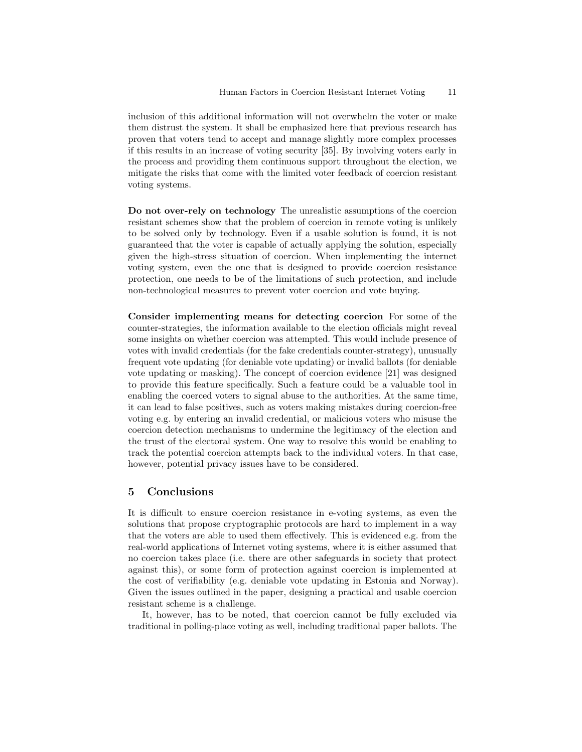inclusion of this additional information will not overwhelm the voter or make them distrust the system. It shall be emphasized here that previous research has proven that voters tend to accept and manage slightly more complex processes if this results in an increase of voting security [35]. By involving voters early in the process and providing them continuous support throughout the election, we mitigate the risks that come with the limited voter feedback of coercion resistant voting systems.

**Do not over-rely on technology** The unrealistic assumptions of the coercion resistant schemes show that the problem of coercion in remote voting is unlikely to be solved only by technology. Even if a usable solution is found, it is not guaranteed that the voter is capable of actually applying the solution, especially given the high-stress situation of coercion. When implementing the internet voting system, even the one that is designed to provide coercion resistance protection, one needs to be of the limitations of such protection, and include non-technological measures to prevent voter coercion and vote buying.

**Consider implementing means for detecting coercion** For some of the counter-strategies, the information available to the election officials might reveal some insights on whether coercion was attempted. This would include presence of votes with invalid credentials (for the fake credentials counter-strategy), unusually frequent vote updating (for deniable vote updating) or invalid ballots (for deniable vote updating or masking). The concept of coercion evidence [21] was designed to provide this feature specifically. Such a feature could be a valuable tool in enabling the coerced voters to signal abuse to the authorities. At the same time, it can lead to false positives, such as voters making mistakes during coercion-free voting e.g. by entering an invalid credential, or malicious voters who misuse the coercion detection mechanisms to undermine the legitimacy of the election and the trust of the electoral system. One way to resolve this would be enabling to track the potential coercion attempts back to the individual voters. In that case, however, potential privacy issues have to be considered.

## 5 Conclusions

It is difficult to ensure coercion resistance in e-voting systems, as even the solutions that propose cryptographic protocols are hard to implement in a way that the voters are able to used them effectively. This is evidenced e.g. from the real-world applications of Internet voting systems, where it is either assumed that no coercion takes place (i.e. there are other safeguards in society that protect against this), or some form of protection against coercion is implemented at the cost of verifiability (e.g. deniable vote updating in Estonia and Norway). Given the issues outlined in the paper, designing a practical and usable coercion resistant scheme is a challenge.

It, however, has to be noted, that coercion cannot be fully excluded via traditional in polling-place voting as well, including traditional paper ballots. The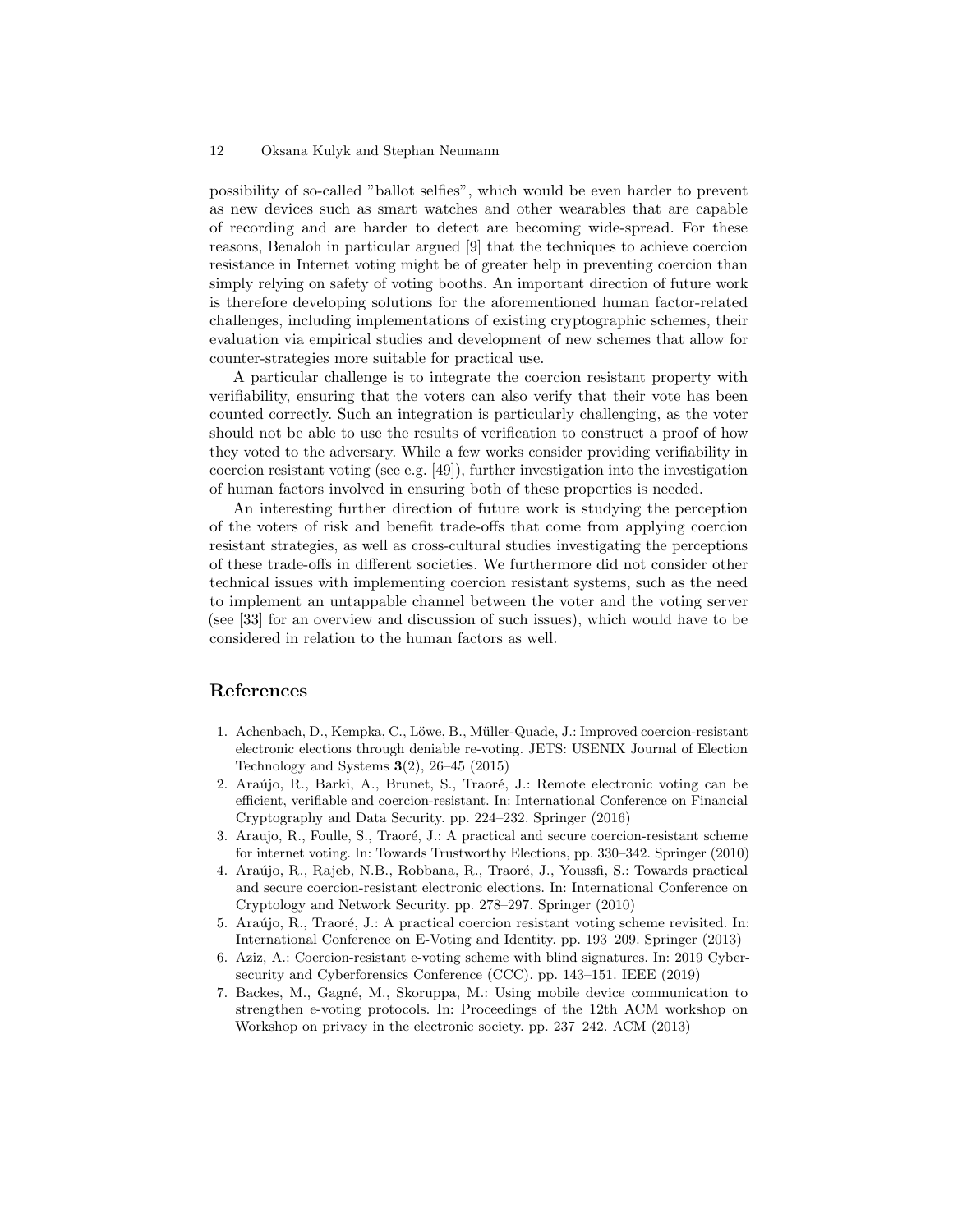possibility of so-called "ballot selfies", which would be even harder to prevent as new devices such as smart watches and other wearables that are capable of recording and are harder to detect are becoming wide-spread. For these reasons, Benaloh in particular argued [9] that the techniques to achieve coercion resistance in Internet voting might be of greater help in preventing coercion than simply relying on safety of voting booths. An important direction of future work is therefore developing solutions for the aforementioned human factor-related challenges, including implementations of existing cryptographic schemes, their evaluation via empirical studies and development of new schemes that allow for counter-strategies more suitable for practical use.

A particular challenge is to integrate the coercion resistant property with verifiability, ensuring that the voters can also verify that their vote has been counted correctly. Such an integration is particularly challenging, as the voter should not be able to use the results of verification to construct a proof of how they voted to the adversary. While a few works consider providing verifiability in coercion resistant voting (see e.g. [49]), further investigation into the investigation of human factors involved in ensuring both of these properties is needed.

An interesting further direction of future work is studying the perception of the voters of risk and benefit trade-offs that come from applying coercion resistant strategies, as well as cross-cultural studies investigating the perceptions of these trade-offs in different societies. We furthermore did not consider other technical issues with implementing coercion resistant systems, such as the need to implement an untappable channel between the voter and the voting server (see [33] for an overview and discussion of such issues), which would have to be considered in relation to the human factors as well.

## References

1. Achenbach, D., Kempka, C., Löwe, B., Müller-Quade, J.: Improved coercion-resistant electronic elections through deniable re-voting. JETS: USENIX Journal of Election Technology and Systems **3**(2), 26–45 (2015)
2. Araújo, R., Barki, A., Brunet, S., Traoré, J.: Remote electronic voting can be efficient, verifiable and coercion-resistant. In: International Conference on Financial Cryptography and Data Security. pp. 224–232. Springer (2016)
3. Araujo, R., Foulle, S., Traoré, J.: A practical and secure coercion-resistant scheme for internet voting. In: Towards Trustworthy Elections, pp. 330–342. Springer (2010)
4. Araújo, R., Rajeb, N.B., Robbana, R., Traoré, J., Youssfi, S.: Towards practical and secure coercion-resistant electronic elections. In: International Conference on Cryptology and Network Security. pp. 278–297. Springer (2010)
5. Araújo, R., Traoré, J.: A practical coercion resistant voting scheme revisited. In: International Conference on E-Voting and Identity. pp. 193–209. Springer (2013)
6. Aziz, A.: Coercion-resistant e-voting scheme with blind signatures. In: 2019 Cybersecurity and Cyberforensics Conference (CCC). pp. 143–151. IEEE (2019)
7. Backes, M., Gagné, M., Skoruppa, M.: Using mobile device communication to strengthen e-voting protocols. In: Proceedings of the 12th ACM workshop on Workshop on privacy in the electronic society. pp. 237–242. ACM (2013)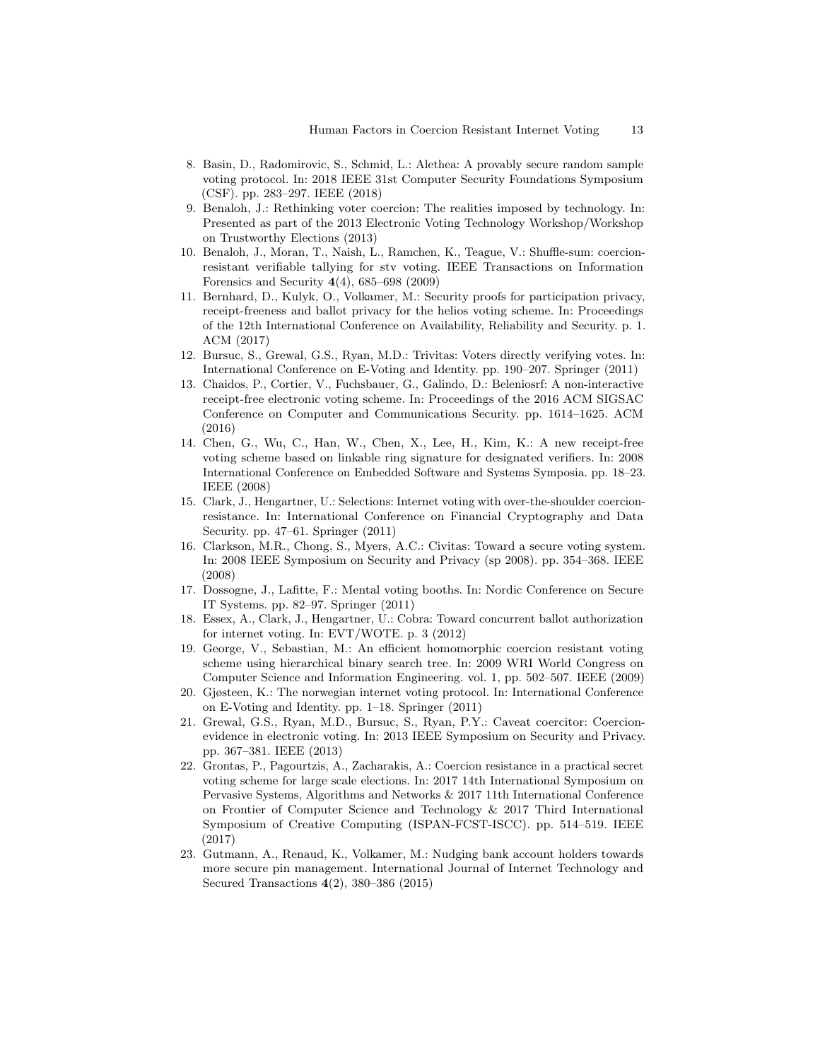8. Basin, D., Radomirovic, S., Schmid, L.: Alethea: A provably secure random sample voting protocol. In: 2018 IEEE 31st Computer Security Foundations Symposium (CSF). pp. 283–297. IEEE (2018)
9. Benaloh, J.: Rethinking voter coercion: The realities imposed by technology. In: Presented as part of the 2013 Electronic Voting Technology Workshop/Workshop on Trustworthy Elections (2013)
10. Benaloh, J., Moran, T., Naish, L., Ramchen, K., Teague, V.: Shuffle-sum: coercion-resistant verifiable tallying for stv voting. IEEE Transactions on Information Forensics and Security **4**(4), 685–698 (2009)
11. Bernhard, D., Kulyk, O., Volkamer, M.: Security proofs for participation privacy, receipt-freeness and ballot privacy for the helios voting scheme. In: Proceedings of the 12th International Conference on Availability, Reliability and Security. p. 1. ACM (2017)
12. Bursuc, S., Grewal, G.S., Ryan, M.D.: Trivitas: Voters directly verifying votes. In: International Conference on E-Voting and Identity. pp. 190–207. Springer (2011)
13. Chaidos, P., Cortier, V., Fuchsbauer, G., Galindo, D.: Beleniosrf: A non-interactive receipt-free electronic voting scheme. In: Proceedings of the 2016 ACM SIGSAC Conference on Computer and Communications Security. pp. 1614–1625. ACM (2016)
14. Chen, G., Wu, C., Han, W., Chen, X., Lee, H., Kim, K.: A new receipt-free voting scheme based on linkable ring signature for designated verifiers. In: 2008 International Conference on Embedded Software and Systems Symposia. pp. 18–23. IEEE (2008)
15. Clark, J., Hengartner, U.: Selections: Internet voting with over-the-shoulder coercion-resistance. In: International Conference on Financial Cryptography and Data Security. pp. 47–61. Springer (2011)
16. Clarkson, M.R., Chong, S., Myers, A.C.: Civitas: Toward a secure voting system. In: 2008 IEEE Symposium on Security and Privacy (sp 2008). pp. 354–368. IEEE (2008)
17. Dossogne, J., Lafitte, F.: Mental voting booths. In: Nordic Conference on Secure IT Systems. pp. 82–97. Springer (2011)
18. Essex, A., Clark, J., Hengartner, U.: Cobra: Toward concurrent ballot authorization for internet voting. In: EVT/WOTE. p. 3 (2012)
19. George, V., Sebastian, M.: An efficient homomorphic coercion resistant voting scheme using hierarchical binary search tree. In: 2009 WRI World Congress on Computer Science and Information Engineering. vol. 1, pp. 502–507. IEEE (2009)
20. Gjøsteen, K.: The norwegian internet voting protocol. In: International Conference on E-Voting and Identity. pp. 1–18. Springer (2011)
21. Grewal, G.S., Ryan, M.D., Bursuc, S., Ryan, P.Y.: Caveat coercitor: Coercion-evidence in electronic voting. In: 2013 IEEE Symposium on Security and Privacy. pp. 367–381. IEEE (2013)
22. Grontas, P., Pagourtzis, A., Zacharakis, A.: Coercion resistance in a practical secret voting scheme for large scale elections. In: 2017 14th International Symposium on Pervasive Systems, Algorithms and Networks & 2017 11th International Conference on Frontier of Computer Science and Technology & 2017 Third International Symposium of Creative Computing (ISPAN-FCST-ISCC). pp. 514–519. IEEE (2017)
23. Gutmann, A., Renaud, K., Volkamer, M.: Nudging bank account holders towards more secure pin management. International Journal of Internet Technology and Secured Transactions **4**(2), 380–386 (2015)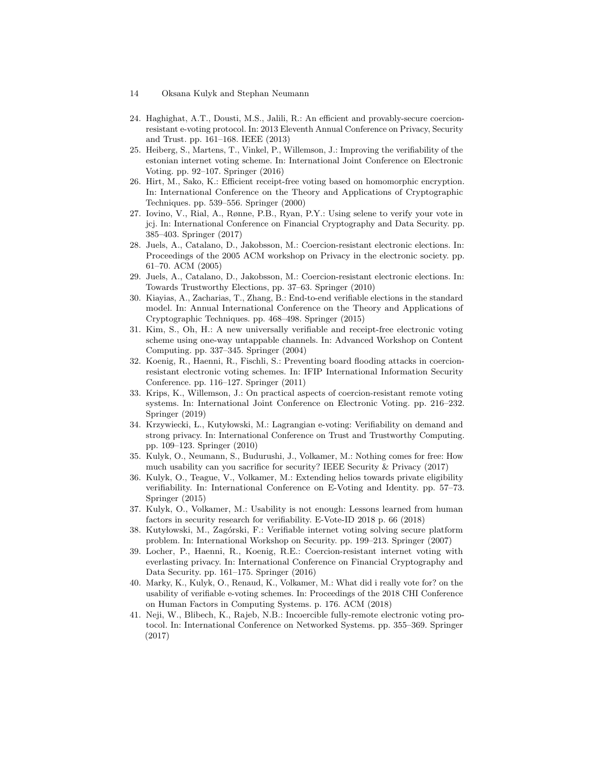24. Haghighat, A.T., Dousti, M.S., Jalili, R.: An efficient and provably-secure coercion-resistant e-voting protocol. In: 2013 Eleventh Annual Conference on Privacy, Security and Trust. pp. 161–168. IEEE (2013)
25. Heiberg, S., Martens, T., Vinkel, P., Willemson, J.: Improving the verifiability of the estonian internet voting scheme. In: International Joint Conference on Electronic Voting. pp. 92–107. Springer (2016)
26. Hirt, M., Sako, K.: Efficient receipt-free voting based on homomorphic encryption. In: International Conference on the Theory and Applications of Cryptographic Techniques. pp. 539–556. Springer (2000)
27. Iovino, V., Rial, A., Rønne, P.B., Ryan, P.Y.: Using selene to verify your vote in jcj. In: International Conference on Financial Cryptography and Data Security. pp. 385–403. Springer (2017)
28. Juels, A., Catalano, D., Jakobsson, M.: Coercion-resistant electronic elections. In: Proceedings of the 2005 ACM workshop on Privacy in the electronic society. pp. 61–70. ACM (2005)
29. Juels, A., Catalano, D., Jakobsson, M.: Coercion-resistant electronic elections. In: Towards Trustworthy Elections, pp. 37–63. Springer (2010)
30. Kiayias, A., Zacharias, T., Zhang, B.: End-to-end verifiable elections in the standard model. In: Annual International Conference on the Theory and Applications of Cryptographic Techniques. pp. 468–498. Springer (2015)
31. Kim, S., Oh, H.: A new universally verifiable and receipt-free electronic voting scheme using one-way untappable channels. In: Advanced Workshop on Content Computing. pp. 337–345. Springer (2004)
32. Koenig, R., Haenni, R., Fischli, S.: Preventing board flooding attacks in coercion-resistant electronic voting schemes. In: IFIP International Information Security Conference. pp. 116–127. Springer (2011)
33. Krips, K., Willemson, J.: On practical aspects of coercion-resistant remote voting systems. In: International Joint Conference on Electronic Voting. pp. 216–232. Springer (2019)
34. Krzywiecki, Ł., Kutyłowski, M.: Lagrangian e-voting: Verifiability on demand and strong privacy. In: International Conference on Trust and Trustworthy Computing. pp. 109–123. Springer (2010)
35. Kulyk, O., Neumann, S., Budurushi, J., Volkamer, M.: Nothing comes for free: How much usability can you sacrifice for security? IEEE Security & Privacy (2017)
36. Kulyk, O., Teague, V., Volkamer, M.: Extending helios towards private eligibility verifiability. In: International Conference on E-Voting and Identity. pp. 57–73. Springer (2015)
37. Kulyk, O., Volkamer, M.: Usability is not enough: Lessons learned from human factors in security research for verifiability. E-Vote-ID 2018 p. 66 (2018)
38. Kutyłowski, M., Zagórski, F.: Verifiable internet voting solving secure platform problem. In: International Workshop on Security. pp. 199–213. Springer (2007)
39. Locher, P., Haenni, R., Koenig, R.E.: Coercion-resistant internet voting with everlasting privacy. In: International Conference on Financial Cryptography and Data Security. pp. 161–175. Springer (2016)
40. Marky, K., Kulyk, O., Renaud, K., Volkamer, M.: What did i really vote for? on the usability of verifiable e-voting schemes. In: Proceedings of the 2018 CHI Conference on Human Factors in Computing Systems. p. 176. ACM (2018)
41. Neji, W., Blibech, K., Rajeb, N.B.: Incoercible fully-remote electronic voting protocol. In: International Conference on Networked Systems. pp. 355–369. Springer (2017)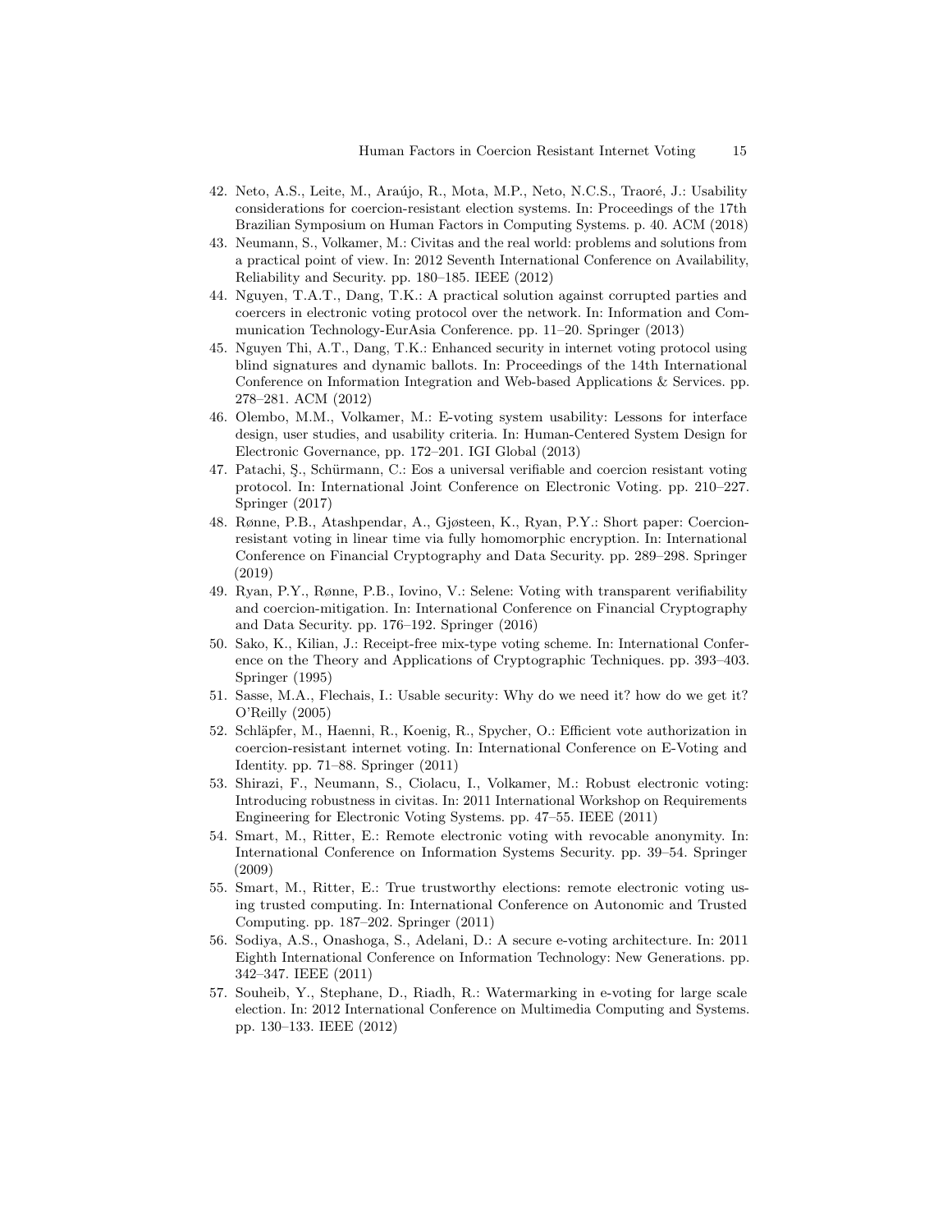42. Neto, A.S., Leite, M., Araújo, R., Mota, M.P., Neto, N.C.S., Traoré, J.: Usability considerations for coercion-resistant election systems. In: Proceedings of the 17th Brazilian Symposium on Human Factors in Computing Systems. p. 40. ACM (2018)
43. Neumann, S., Volkamer, M.: Civitas and the real world: problems and solutions from a practical point of view. In: 2012 Seventh International Conference on Availability, Reliability and Security. pp. 180–185. IEEE (2012)
44. Nguyen, T.A.T., Dang, T.K.: A practical solution against corrupted parties and coercers in electronic voting protocol over the network. In: Information and Communication Technology-EurAsia Conference. pp. 11–20. Springer (2013)
45. Nguyen Thi, A.T., Dang, T.K.: Enhanced security in internet voting protocol using blind signatures and dynamic ballots. In: Proceedings of the 14th International Conference on Information Integration and Web-based Applications & Services. pp. 278–281. ACM (2012)
46. Olembo, M.M., Volkamer, M.: E-voting system usability: Lessons for interface design, user studies, and usability criteria. In: Human-Centered System Design for Electronic Governance, pp. 172–201. IGI Global (2013)
47. Patachi, Ş., Schürmann, C.: Eos a universal verifiable and coercion resistant voting protocol. In: International Joint Conference on Electronic Voting. pp. 210–227. Springer (2017)
48. Rønne, P.B., Atashpendar, A., Gjøsteen, K., Ryan, P.Y.: Short paper: Coercion-resistant voting in linear time via fully homomorphic encryption. In: International Conference on Financial Cryptography and Data Security. pp. 289–298. Springer (2019)
49. Ryan, P.Y., Rønne, P.B., Iovino, V.: Selene: Voting with transparent verifiability and coercion-mitigation. In: International Conference on Financial Cryptography and Data Security. pp. 176–192. Springer (2016)
50. Sako, K., Kilian, J.: Receipt-free mix-type voting scheme. In: International Conference on the Theory and Applications of Cryptographic Techniques. pp. 393–403. Springer (1995)
51. Sasse, M.A., Flechais, I.: Usable security: Why do we need it? how do we get it? O'Reilly (2005)
52. Schläpfer, M., Haenni, R., Koenig, R., Spycher, O.: Efficient vote authorization in coercion-resistant internet voting. In: International Conference on E-Voting and Identity. pp. 71–88. Springer (2011)
53. Shirazi, F., Neumann, S., Ciolacu, I., Volkamer, M.: Robust electronic voting: Introducing robustness in civitas. In: 2011 International Workshop on Requirements Engineering for Electronic Voting Systems. pp. 47–55. IEEE (2011)
54. Smart, M., Ritter, E.: Remote electronic voting with revocable anonymity. In: International Conference on Information Systems Security. pp. 39–54. Springer (2009)
55. Smart, M., Ritter, E.: True trustworthy elections: remote electronic voting using trusted computing. In: International Conference on Autonomic and Trusted Computing. pp. 187–202. Springer (2011)
56. Sodiya, A.S., Onashoga, S., Adelani, D.: A secure e-voting architecture. In: 2011 Eighth International Conference on Information Technology: New Generations. pp. 342–347. IEEE (2011)
57. Souheib, Y., Stephane, D., Riadh, R.: Watermarking in e-voting for large scale election. In: 2012 International Conference on Multimedia Computing and Systems. pp. 130–133. IEEE (2012)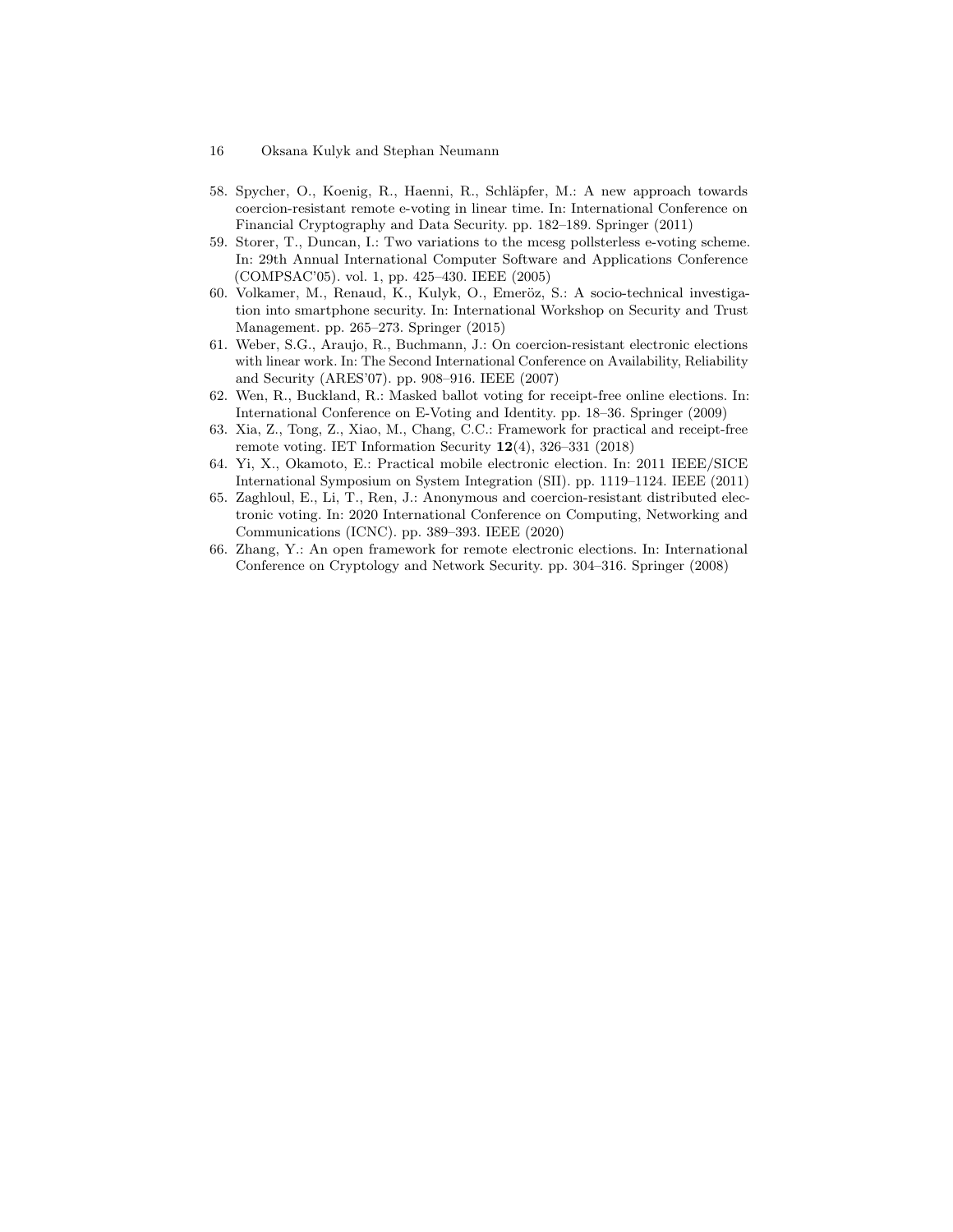58. Spycher, O., Koenig, R., Haenni, R., Schläpfer, M.: A new approach towards coercion-resistant remote e-voting in linear time. In: International Conference on Financial Cryptography and Data Security. pp. 182–189. Springer (2011)
59. Storer, T., Duncan, I.: Two variations to the mcesg pollsterless e-voting scheme. In: 29th Annual International Computer Software and Applications Conference (COMPSAC'05). vol. 1, pp. 425–430. IEEE (2005)
60. Volkamer, M., Renaud, K., Kulyk, O., Emeröz, S.: A socio-technical investigation into smartphone security. In: International Workshop on Security and Trust Management. pp. 265–273. Springer (2015)
61. Weber, S.G., Araujo, R., Buchmann, J.: On coercion-resistant electronic elections with linear work. In: The Second International Conference on Availability, Reliability and Security (ARES'07). pp. 908–916. IEEE (2007)
62. Wen, R., Buckland, R.: Masked ballot voting for receipt-free online elections. In: International Conference on E-Voting and Identity. pp. 18–36. Springer (2009)
63. Xia, Z., Tong, Z., Xiao, M., Chang, C.C.: Framework for practical and receipt-free remote voting. IET Information Security **12**(4), 326–331 (2018)
64. Yi, X., Okamoto, E.: Practical mobile electronic election. In: 2011 IEEE/SICE International Symposium on System Integration (SII). pp. 1119–1124. IEEE (2011)
65. Zaghloul, E., Li, T., Ren, J.: Anonymous and coercion-resistant distributed electronic voting. In: 2020 International Conference on Computing, Networking and Communications (ICNC). pp. 389–393. IEEE (2020)
66. Zhang, Y.: An open framework for remote electronic elections. In: International Conference on Cryptology and Network Security. pp. 304–316. Springer (2008)